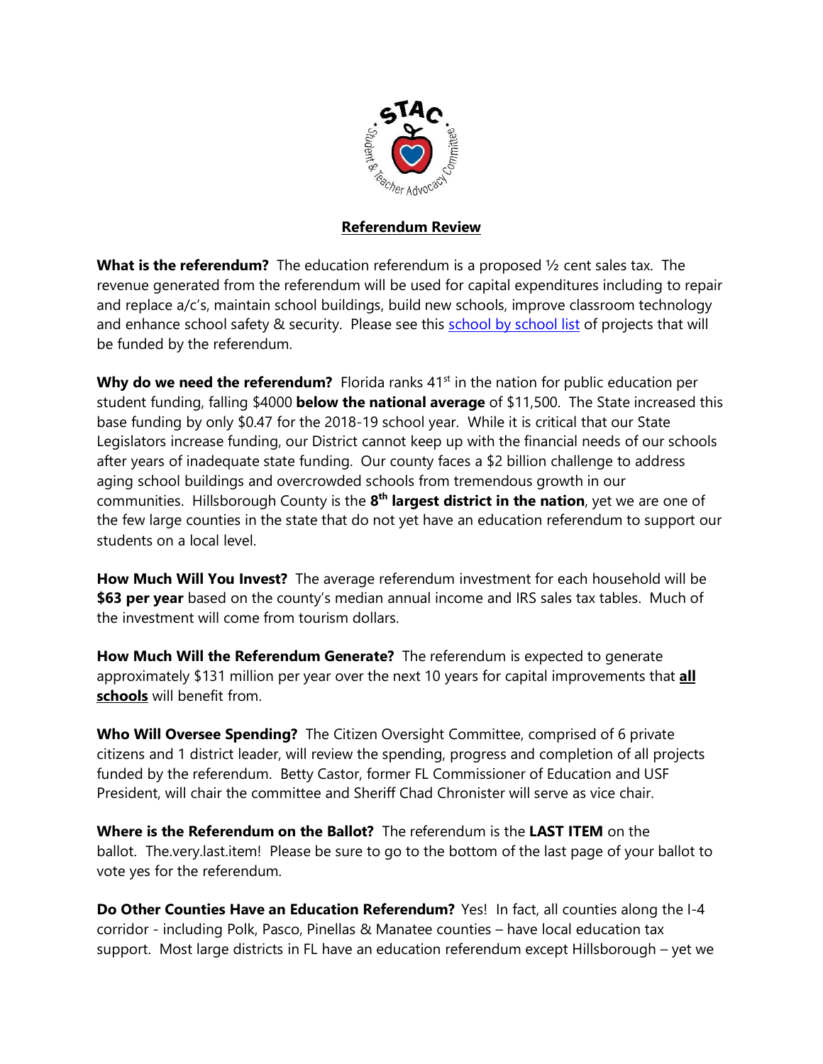**Referendum Review**

**What is the referendum?** The education referendum is a proposed ½ cent sales tax. The revenue generated from the referendum will be used for capital expenditures including to repair and replace a/c's, maintain school buildings, build new schools, improve classroom technology and enhance school safety & security. Please see this [school by school list]() of projects that will be funded by the referendum.

**Why do we need the referendum?** Florida ranks 41st in the nation for public education per student funding, falling $4000 **below the national average** of $11,500. The State increased this base funding by only $0.47 for the 2018-19 school year. While it is critical that our State Legislators increase funding, our District cannot keep up with the financial needs of our schools after years of inadequate state funding. Our county faces a $2 billion challenge to address aging school buildings and overcrowded schools from tremendous growth in our communities. Hillsborough County is the **8th largest district in the nation**, yet we are one of the few large counties in the state that do not yet have an education referendum to support our students on a local level.

**How Much Will You Invest?** The average referendum investment for each household will be **$63 per year** based on the county's median annual income and IRS sales tax tables. Much of the investment will come from tourism dollars.

**How Much Will the Referendum Generate?** The referendum is expected to generate approximately $131 million per year over the next 10 years for capital improvements that **all schools** will benefit from.

**Who Will Oversee Spending?** The Citizen Oversight Committee, comprised of 6 private citizens and 1 district leader, will review the spending, progress and completion of all projects funded by the referendum. Betty Castor, former FL Commissioner of Education and USF President, will chair the committee and Sheriff Chad Chronister will serve as vice chair.

**Where is the Referendum on the Ballot?** The referendum is the **LAST ITEM** on the ballot. The.very.last.item! Please be sure to go to the bottom of the last page of your ballot to vote yes for the referendum.

**Do Other Counties Have an Education Referendum?** Yes! In fact, all counties along the I-4 corridor - including Polk, Pasco, Pinellas & Manatee counties – have local education tax support. Most large districts in FL have an education referendum except Hillsborough – yet we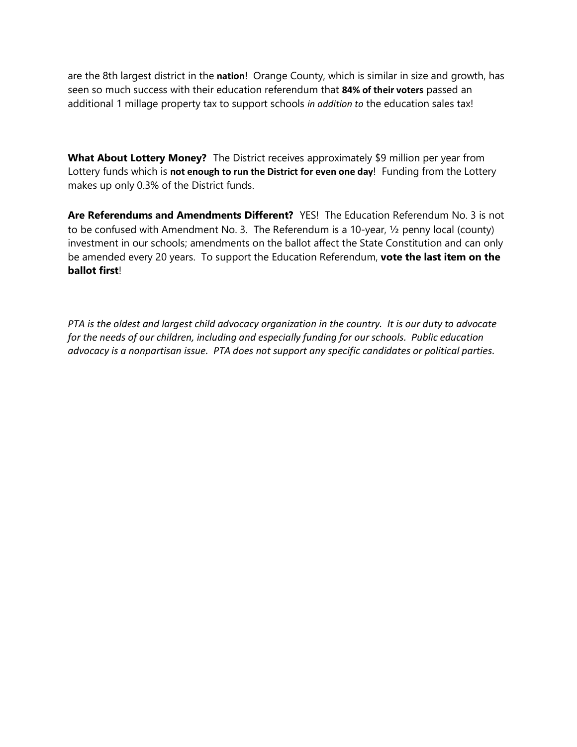are the 8th largest district in the **nation**! Orange County, which is similar in size and growth, has seen so much success with their education referendum that **84% of their voters** passed an additional 1 millage property tax to support schools *in addition to* the education sales tax!

**What About Lottery Money?** The District receives approximately $9 million per year from Lottery funds which is **not enough to run the District for even one day**! Funding from the Lottery makes up only 0.3% of the District funds.

**Are Referendums and Amendments Different?** YES! The Education Referendum No. 3 is not to be confused with Amendment No. 3. The Referendum is a 10-year, ½ penny local (county) investment in our schools; amendments on the ballot affect the State Constitution and can only be amended every 20 years. To support the Education Referendum, **vote the last item on the ballot first**!

*PTA is the oldest and largest child advocacy organization in the country. It is our duty to advocate for the needs of our children, including and especially funding for our schools. Public education advocacy is a nonpartisan issue. PTA does not support any specific candidates or political parties.*